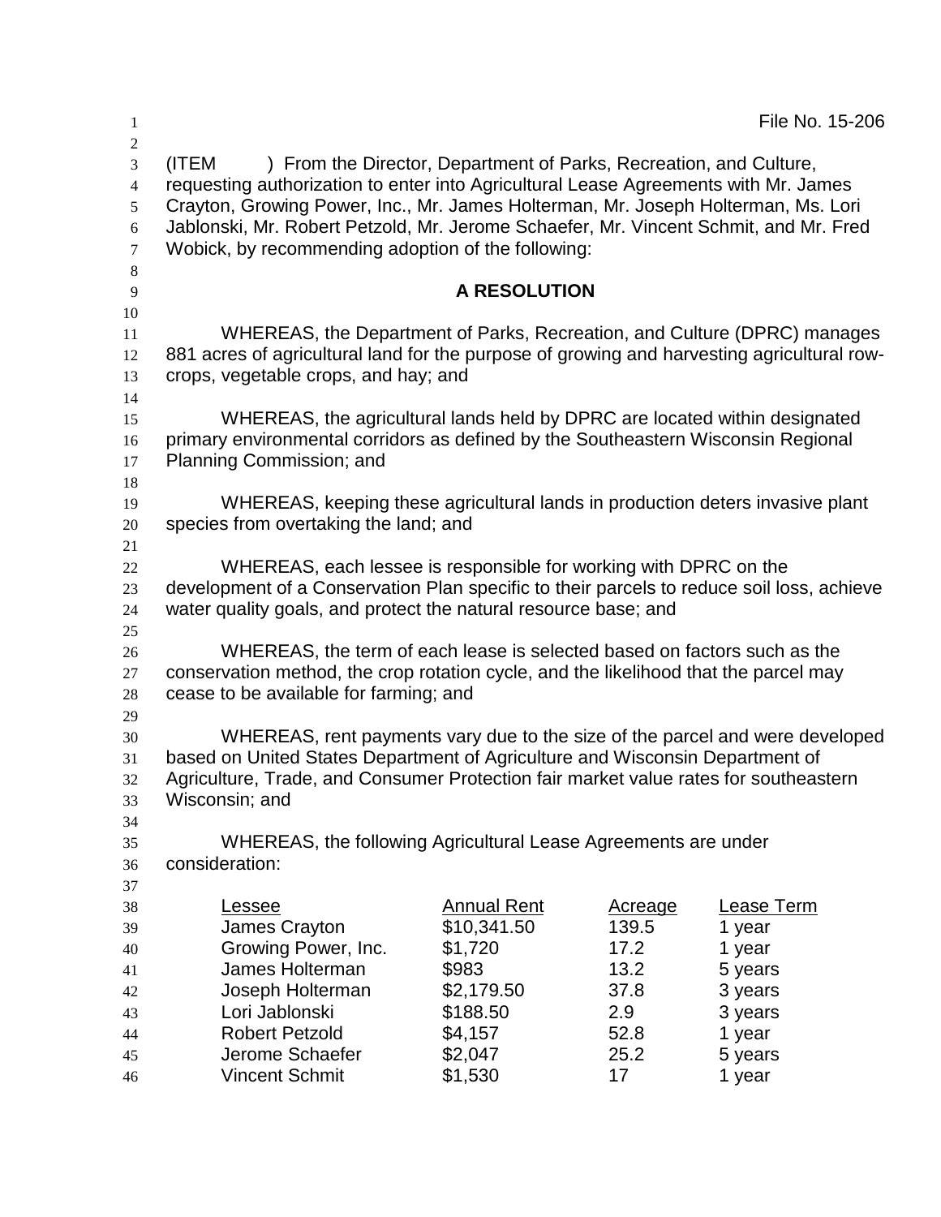File No. 15-206

(ITEM ) From the Director, Department of Parks, Recreation, and Culture, requesting authorization to enter into Agricultural Lease Agreements with Mr. James Crayton, Growing Power, Inc., Mr. James Holterman, Mr. Joseph Holterman, Ms. Lori Jablonski, Mr. Robert Petzold, Mr. Jerome Schaefer, Mr. Vincent Schmit, and Mr. Fred Wobick, by recommending adoption of the following:

## A RESOLUTION

WHEREAS, the Department of Parks, Recreation, and Culture (DPRC) manages 881 acres of agricultural land for the purpose of growing and harvesting agricultural row-crops, vegetable crops, and hay; and

WHEREAS, the agricultural lands held by DPRC are located within designated primary environmental corridors as defined by the Southeastern Wisconsin Regional Planning Commission; and

WHEREAS, keeping these agricultural lands in production deters invasive plant species from overtaking the land; and

WHEREAS, each lessee is responsible for working with DPRC on the development of a Conservation Plan specific to their parcels to reduce soil loss, achieve water quality goals, and protect the natural resource base; and

WHEREAS, the term of each lease is selected based on factors such as the conservation method, the crop rotation cycle, and the likelihood that the parcel may cease to be available for farming; and

WHEREAS, rent payments vary due to the size of the parcel and were developed based on United States Department of Agriculture and Wisconsin Department of Agriculture, Trade, and Consumer Protection fair market value rates for southeastern Wisconsin; and

WHEREAS, the following Agricultural Lease Agreements are under consideration:

| Lessee | Annual Rent | Acreage | Lease Term |
|---|---|---|---|
| James Crayton | $10,341.50 | 139.5 | 1 year |
| Growing Power, Inc. | $1,720 | 17.2 | 1 year |
| James Holterman | $983 | 13.2 | 5 years |
| Joseph Holterman | $2,179.50 | 37.8 | 3 years |
| Lori Jablonski | $188.50 | 2.9 | 3 years |
| Robert Petzold | $4,157 | 52.8 | 1 year |
| Jerome Schaefer | $2,047 | 25.2 | 5 years |
| Vincent Schmit | $1,530 | 17 | 1 year |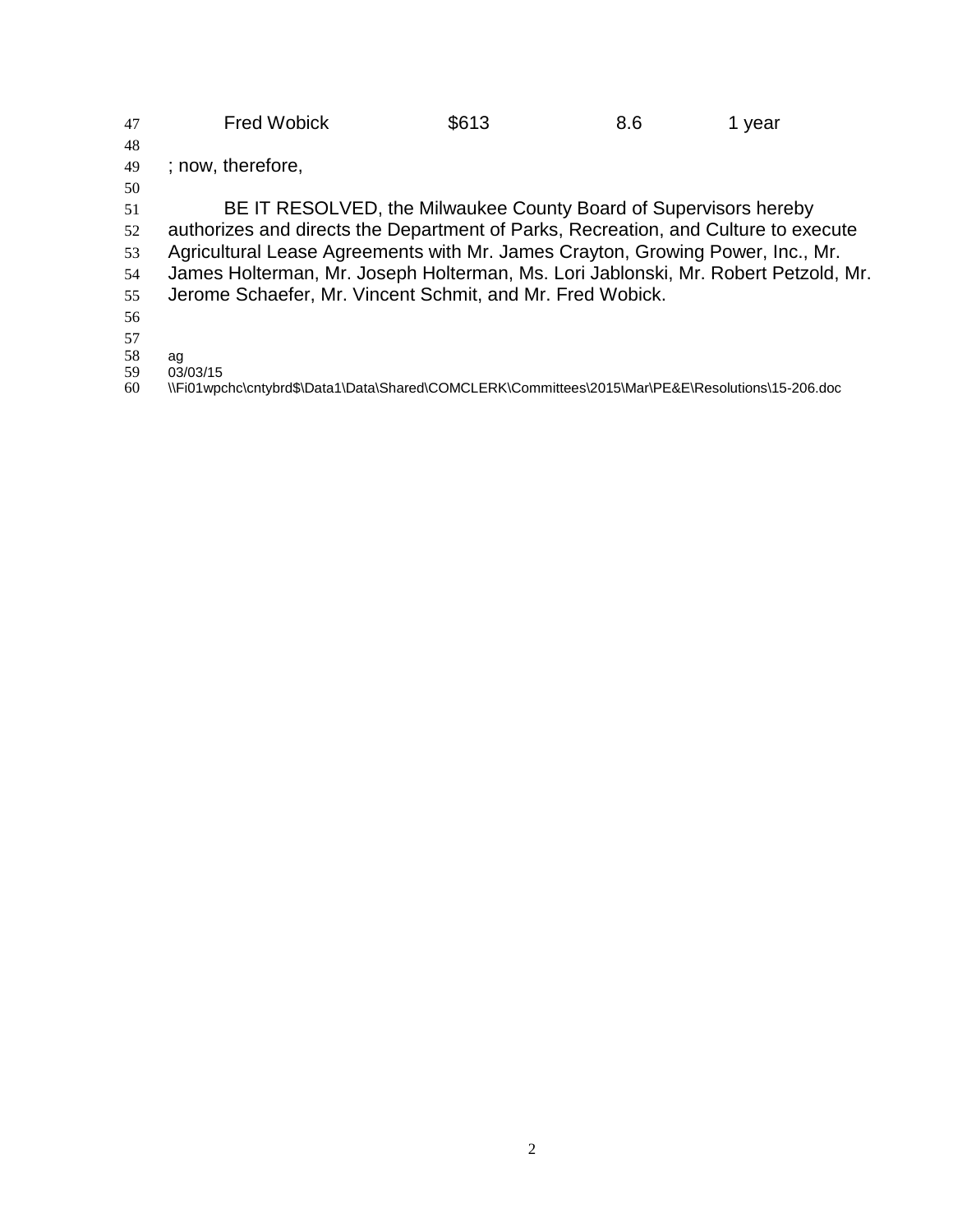| | | | |
|---|---|---|---|
| Fred Wobick | $613 | 8.6 | 1 year |

; now, therefore,

BE IT RESOLVED, the Milwaukee County Board of Supervisors hereby authorizes and directs the Department of Parks, Recreation, and Culture to execute Agricultural Lease Agreements with Mr. James Crayton, Growing Power, Inc., Mr. James Holterman, Mr. Joseph Holterman, Ms. Lori Jablonski, Mr. Robert Petzold, Mr. Jerome Schaefer, Mr. Vincent Schmit, and Mr. Fred Wobick.

ag
03/03/15
\\Fi01wpchc\cntybrd$\Data1\Data\Shared\COMCLERK\Committees\2015\Mar\PE&E\Resolutions\15-206.doc